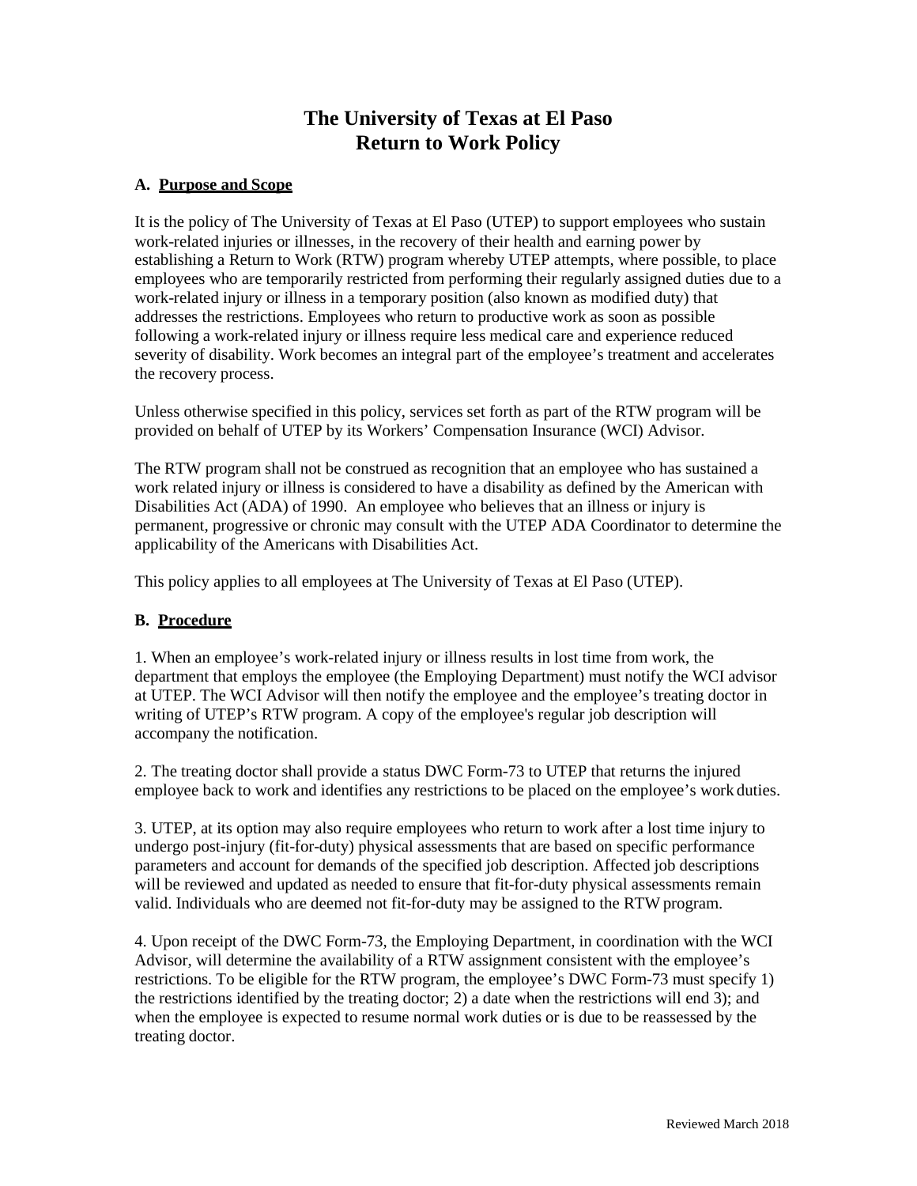# The University of Texas at El Paso
# Return to Work Policy

## A. Purpose and Scope

It is the policy of The University of Texas at El Paso (UTEP) to support employees who sustain work-related injuries or illnesses, in the recovery of their health and earning power by establishing a Return to Work (RTW) program whereby UTEP attempts, where possible, to place employees who are temporarily restricted from performing their regularly assigned duties due to a work-related injury or illness in a temporary position (also known as modified duty) that addresses the restrictions. Employees who return to productive work as soon as possible following a work-related injury or illness require less medical care and experience reduced severity of disability. Work becomes an integral part of the employee's treatment and accelerates the recovery process.

Unless otherwise specified in this policy, services set forth as part of the RTW program will be provided on behalf of UTEP by its Workers' Compensation Insurance (WCI) Advisor.

The RTW program shall not be construed as recognition that an employee who has sustained a work related injury or illness is considered to have a disability as defined by the American with Disabilities Act (ADA) of 1990. An employee who believes that an illness or injury is permanent, progressive or chronic may consult with the UTEP ADA Coordinator to determine the applicability of the Americans with Disabilities Act.

This policy applies to all employees at The University of Texas at El Paso (UTEP).

## B. Procedure

1. When an employee's work-related injury or illness results in lost time from work, the department that employs the employee (the Employing Department) must notify the WCI advisor at UTEP. The WCI Advisor will then notify the employee and the employee's treating doctor in writing of UTEP's RTW program. A copy of the employee's regular job description will accompany the notification.

2. The treating doctor shall provide a status DWC Form-73 to UTEP that returns the injured employee back to work and identifies any restrictions to be placed on the employee's work duties.

3. UTEP, at its option may also require employees who return to work after a lost time injury to undergo post-injury (fit-for-duty) physical assessments that are based on specific performance parameters and account for demands of the specified job description. Affected job descriptions will be reviewed and updated as needed to ensure that fit-for-duty physical assessments remain valid. Individuals who are deemed not fit-for-duty may be assigned to the RTW program.

4. Upon receipt of the DWC Form-73, the Employing Department, in coordination with the WCI Advisor, will determine the availability of a RTW assignment consistent with the employee's restrictions. To be eligible for the RTW program, the employee's DWC Form-73 must specify 1) the restrictions identified by the treating doctor; 2) a date when the restrictions will end 3); and when the employee is expected to resume normal work duties or is due to be reassessed by the treating doctor.

Reviewed March 2018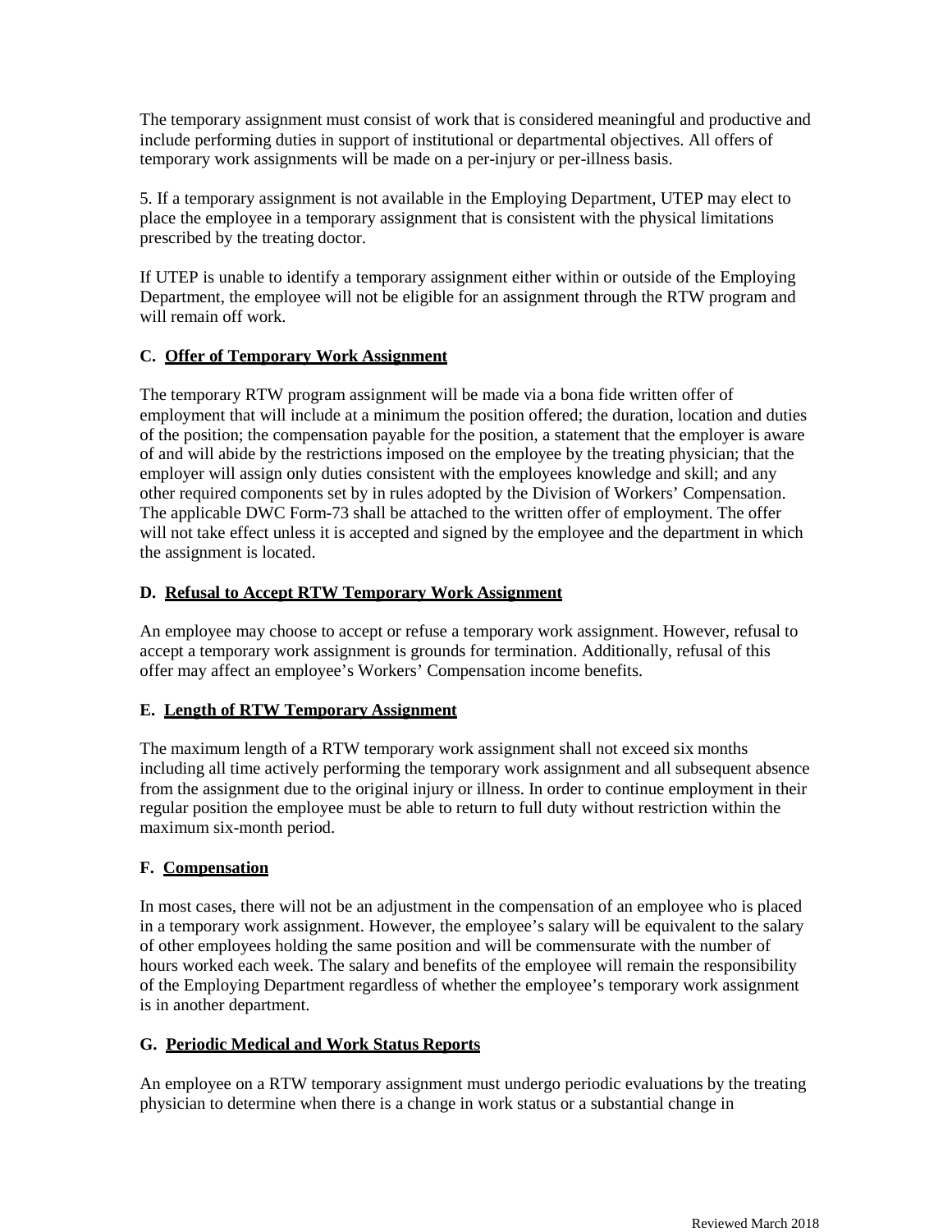The temporary assignment must consist of work that is considered meaningful and productive and include performing duties in support of institutional or departmental objectives. All offers of temporary work assignments will be made on a per-injury or per-illness basis.

5. If a temporary assignment is not available in the Employing Department, UTEP may elect to place the employee in a temporary assignment that is consistent with the physical limitations prescribed by the treating doctor.

If UTEP is unable to identify a temporary assignment either within or outside of the Employing Department, the employee will not be eligible for an assignment through the RTW program and will remain off work.

### C. Offer of Temporary Work Assignment

The temporary RTW program assignment will be made via a bona fide written offer of employment that will include at a minimum the position offered; the duration, location and duties of the position; the compensation payable for the position, a statement that the employer is aware of and will abide by the restrictions imposed on the employee by the treating physician; that the employer will assign only duties consistent with the employees knowledge and skill; and any other required components set by in rules adopted by the Division of Workers' Compensation. The applicable DWC Form-73 shall be attached to the written offer of employment. The offer will not take effect unless it is accepted and signed by the employee and the department in which the assignment is located.

### D. Refusal to Accept RTW Temporary Work Assignment

An employee may choose to accept or refuse a temporary work assignment. However, refusal to accept a temporary work assignment is grounds for termination. Additionally, refusal of this offer may affect an employee's Workers' Compensation income benefits.

### E. Length of RTW Temporary Assignment

The maximum length of a RTW temporary work assignment shall not exceed six months including all time actively performing the temporary work assignment and all subsequent absence from the assignment due to the original injury or illness. In order to continue employment in their regular position the employee must be able to return to full duty without restriction within the maximum six-month period.

### F. Compensation

In most cases, there will not be an adjustment in the compensation of an employee who is placed in a temporary work assignment. However, the employee's salary will be equivalent to the salary of other employees holding the same position and will be commensurate with the number of hours worked each week. The salary and benefits of the employee will remain the responsibility of the Employing Department regardless of whether the employee's temporary work assignment is in another department.

### G. Periodic Medical and Work Status Reports

An employee on a RTW temporary assignment must undergo periodic evaluations by the treating physician to determine when there is a change in work status or a substantial change in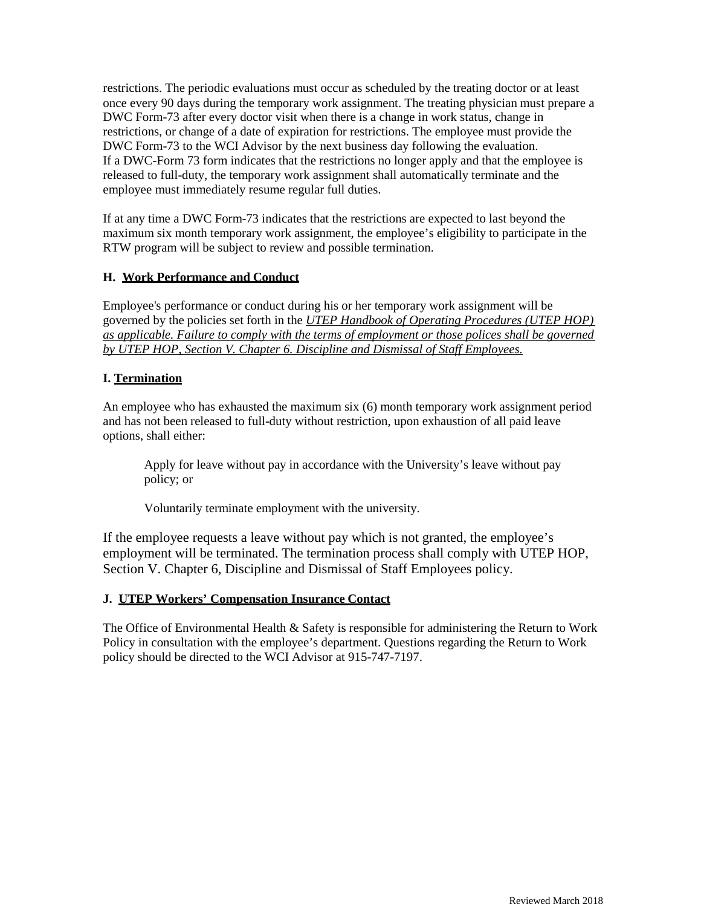restrictions. The periodic evaluations must occur as scheduled by the treating doctor or at least once every 90 days during the temporary work assignment. The treating physician must prepare a DWC Form-73 after every doctor visit when there is a change in work status, change in restrictions, or change of a date of expiration for restrictions. The employee must provide the DWC Form-73 to the WCI Advisor by the next business day following the evaluation.
If a DWC-Form 73 form indicates that the restrictions no longer apply and that the employee is released to full-duty, the temporary work assignment shall automatically terminate and the employee must immediately resume regular full duties.

If at any time a DWC Form-73 indicates that the restrictions are expected to last beyond the maximum six month temporary work assignment, the employee's eligibility to participate in the RTW program will be subject to review and possible termination.

**H. Work Performance and Conduct**

Employee's performance or conduct during his or her temporary work assignment will be governed by the policies set forth in the *UTEP Handbook of Operating Procedures (UTEP HOP) as applicable. Failure to comply with the terms of employment or those polices shall be governed by UTEP HOP, Section V. Chapter 6. Discipline and Dismissal of Staff Employees.*

**I. Termination**

An employee who has exhausted the maximum six (6) month temporary work assignment period and has not been released to full-duty without restriction, upon exhaustion of all paid leave options, shall either:

> Apply for leave without pay in accordance with the University's leave without pay policy; or
>
> Voluntarily terminate employment with the university.

If the employee requests a leave without pay which is not granted, the employee's employment will be terminated. The termination process shall comply with UTEP HOP, Section V. Chapter 6, Discipline and Dismissal of Staff Employees policy.

**J. UTEP Workers' Compensation Insurance Contact**

The Office of Environmental Health & Safety is responsible for administering the Return to Work Policy in consultation with the employee's department. Questions regarding the Return to Work policy should be directed to the WCI Advisor at 915-747-7197.

Reviewed March 2018